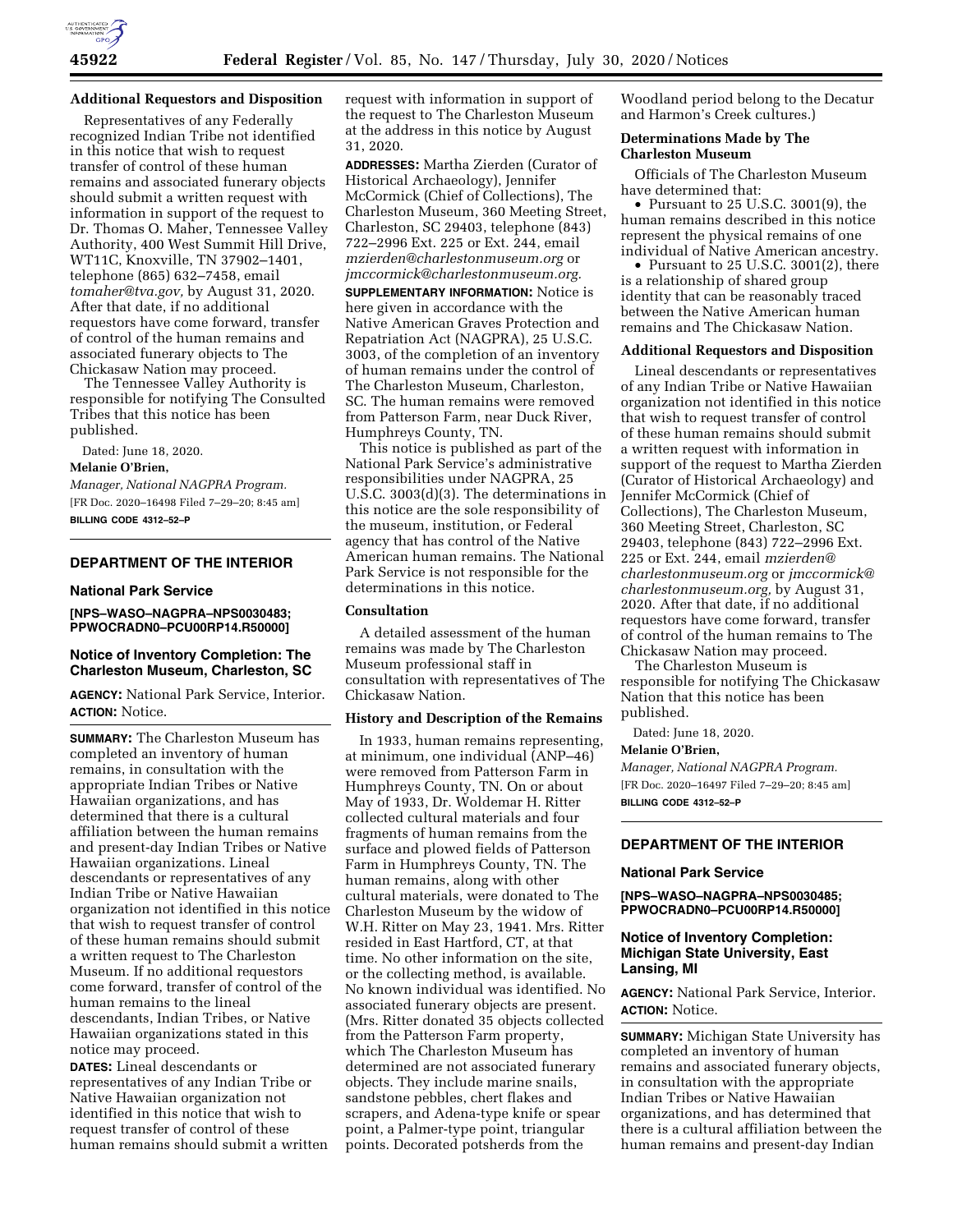**Additional Requestors and Disposition**

Representatives of any Federally recognized Indian Tribe not identified in this notice that wish to request transfer of control of these human remains and associated funerary objects should submit a written request with information in support of the request to Dr. Thomas O. Maher, Tennessee Valley Authority, 400 West Summit Hill Drive, WT11C, Knoxville, TN 37902–1401, telephone (865) 632–7458, email *tomaher@tva.gov,* by August 31, 2020. After that date, if no additional requestors have come forward, transfer of control of the human remains and associated funerary objects to The Chickasaw Nation may proceed.

The Tennessee Valley Authority is responsible for notifying The Consulted Tribes that this notice has been published.

Dated: June 18, 2020.

**Melanie O'Brien,**

*Manager, National NAGPRA Program.*

[FR Doc. 2020–16498 Filed 7–29–20; 8:45 am]

**BILLING CODE 4312–52–P**

---

## DEPARTMENT OF THE INTERIOR

### National Park Service

**[NPS–WASO–NAGPRA–NPS0030483; PPWOCRADN0–PCU00RP14.R50000]**

### Notice of Inventory Completion: The Charleston Museum, Charleston, SC

**AGENCY:** National Park Service, Interior.

**ACTION:** Notice.

**SUMMARY:** The Charleston Museum has completed an inventory of human remains, in consultation with the appropriate Indian Tribes or Native Hawaiian organizations, and has determined that there is a cultural affiliation between the human remains and present-day Indian Tribes or Native Hawaiian organizations. Lineal descendants or representatives of any Indian Tribe or Native Hawaiian organization not identified in this notice that wish to request transfer of control of these human remains should submit a written request to The Charleston Museum. If no additional requestors come forward, transfer of control of the human remains to the lineal descendants, Indian Tribes, or Native Hawaiian organizations stated in this notice may proceed.

**DATES:** Lineal descendants or representatives of any Indian Tribe or Native Hawaiian organization not identified in this notice that wish to request transfer of control of these human remains should submit a written request with information in support of the request to The Charleston Museum at the address in this notice by August 31, 2020.

**ADDRESSES:** Martha Zierden (Curator of Historical Archaeology), Jennifer McCormick (Chief of Collections), The Charleston Museum, 360 Meeting Street, Charleston, SC 29403, telephone (843) 722–2996 Ext. 225 or Ext. 244, email *mzierden@charlestonmuseum.org* or *jmccormick@charlestonmuseum.org.*

**SUPPLEMENTARY INFORMATION:** Notice is here given in accordance with the Native American Graves Protection and Repatriation Act (NAGPRA), 25 U.S.C. 3003, of the completion of an inventory of human remains under the control of The Charleston Museum, Charleston, SC. The human remains were removed from Patterson Farm, near Duck River, Humphreys County, TN.

This notice is published as part of the National Park Service's administrative responsibilities under NAGPRA, 25 U.S.C. 3003(d)(3). The determinations in this notice are the sole responsibility of the museum, institution, or Federal agency that has control of the Native American human remains. The National Park Service is not responsible for the determinations in this notice.

**Consultation**

A detailed assessment of the human remains was made by The Charleston Museum professional staff in consultation with representatives of The Chickasaw Nation.

**History and Description of the Remains**

In 1933, human remains representing, at minimum, one individual (ANP–46) were removed from Patterson Farm in Humphreys County, TN. On or about May of 1933, Dr. Woldemar H. Ritter collected cultural materials and four fragments of human remains from the surface and plowed fields of Patterson Farm in Humphreys County, TN. The human remains, along with other cultural materials, were donated to The Charleston Museum by the widow of W.H. Ritter on May 23, 1941. Mrs. Ritter resided in East Hartford, CT, at that time. No other information on the site, or the collecting method, is available. No known individual was identified. No associated funerary objects are present. (Mrs. Ritter donated 35 objects collected from the Patterson Farm property, which The Charleston Museum has determined are not associated funerary objects. They include marine snails, sandstone pebbles, chert flakes and scrapers, and Adena-type knife or spear point, a Palmer-type point, triangular points. Decorated potsherds from the Woodland period belong to the Decatur and Harmon's Creek cultures.)

**Determinations Made by The Charleston Museum**

Officials of The Charleston Museum have determined that:

- Pursuant to 25 U.S.C. 3001(9), the human remains described in this notice represent the physical remains of one individual of Native American ancestry.
- Pursuant to 25 U.S.C. 3001(2), there is a relationship of shared group identity that can be reasonably traced between the Native American human remains and The Chickasaw Nation.

**Additional Requestors and Disposition**

Lineal descendants or representatives of any Indian Tribe or Native Hawaiian organization not identified in this notice that wish to request transfer of control of these human remains should submit a written request with information in support of the request to Martha Zierden (Curator of Historical Archaeology) and Jennifer McCormick (Chief of Collections), The Charleston Museum, 360 Meeting Street, Charleston, SC 29403, telephone (843) 722–2996 Ext. 225 or Ext. 244, email *mzierden@charlestonmuseum.org* or *jmccormick@charlestonmuseum.org,* by August 31, 2020. After that date, if no additional requestors have come forward, transfer of control of the human remains to The Chickasaw Nation may proceed.

The Charleston Museum is responsible for notifying The Chickasaw Nation that this notice has been published.

Dated: June 18, 2020.

**Melanie O'Brien,**

*Manager, National NAGPRA Program.*

[FR Doc. 2020–16497 Filed 7–29–20; 8:45 am]

**BILLING CODE 4312–52–P**

---

## DEPARTMENT OF THE INTERIOR

### National Park Service

**[NPS–WASO–NAGPRA–NPS0030485; PPWOCRADN0–PCU00RP14.R50000]**

### Notice of Inventory Completion: Michigan State University, East Lansing, MI

**AGENCY:** National Park Service, Interior.

**ACTION:** Notice.

**SUMMARY:** Michigan State University has completed an inventory of human remains and associated funerary objects, in consultation with the appropriate Indian Tribes or Native Hawaiian organizations, and has determined that there is a cultural affiliation between the human remains and present-day Indian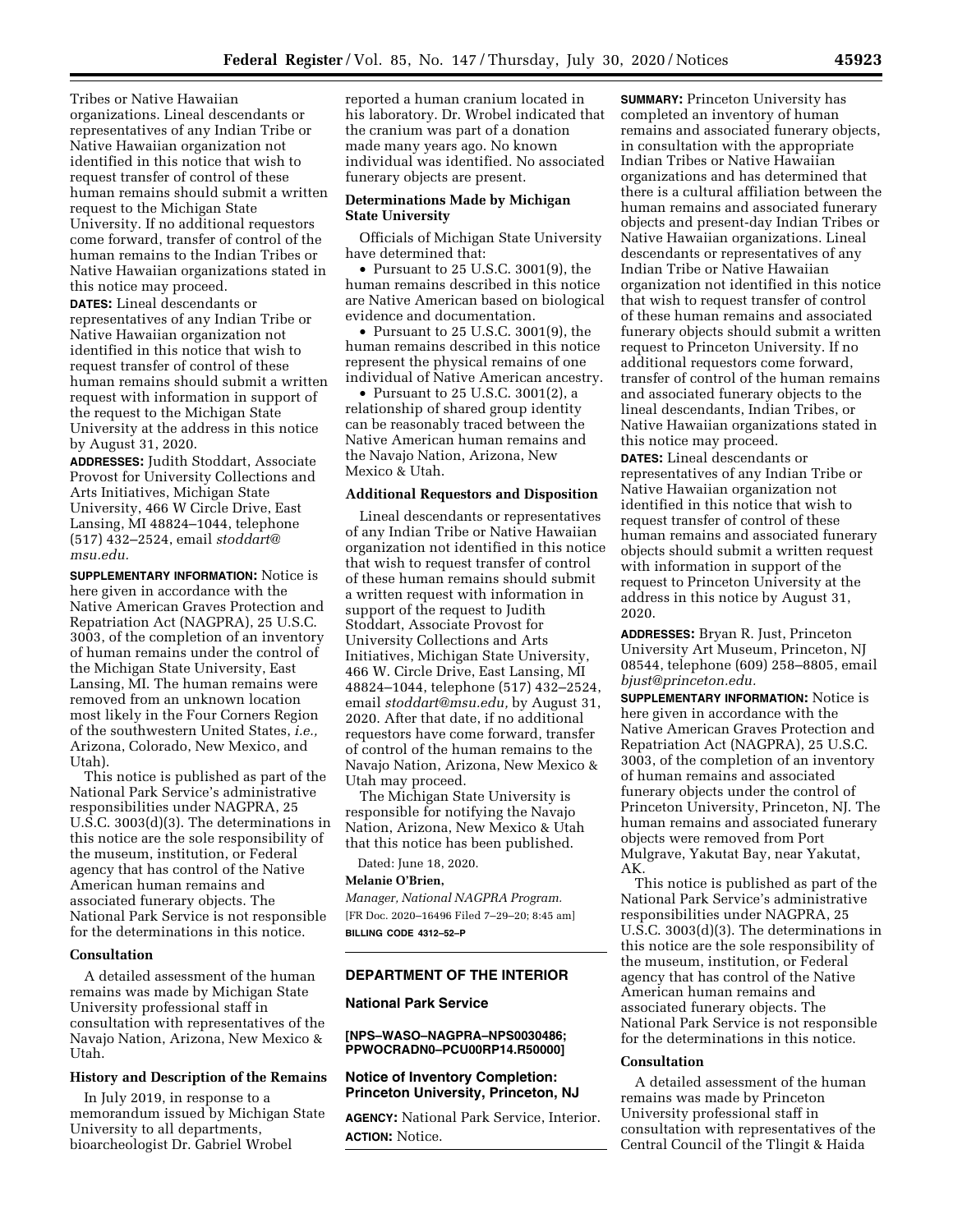Tribes or Native Hawaiian organizations. Lineal descendants or representatives of any Indian Tribe or Native Hawaiian organization not identified in this notice that wish to request transfer of control of these human remains should submit a written request to the Michigan State University. If no additional requestors come forward, transfer of control of the human remains to the Indian Tribes or Native Hawaiian organizations stated in this notice may proceed.

**DATES:** Lineal descendants or representatives of any Indian Tribe or Native Hawaiian organization not identified in this notice that wish to request transfer of control of these human remains should submit a written request with information in support of the request to the Michigan State University at the address in this notice by August 31, 2020.

**ADDRESSES:** Judith Stoddart, Associate Provost for University Collections and Arts Initiatives, Michigan State University, 466 W Circle Drive, East Lansing, MI 48824–1044, telephone (517) 432–2524, email *stoddart@msu.edu.*

**SUPPLEMENTARY INFORMATION:** Notice is here given in accordance with the Native American Graves Protection and Repatriation Act (NAGPRA), 25 U.S.C. 3003, of the completion of an inventory of human remains under the control of the Michigan State University, East Lansing, MI. The human remains were removed from an unknown location most likely in the Four Corners Region of the southwestern United States, *i.e.,* Arizona, Colorado, New Mexico, and Utah).

This notice is published as part of the National Park Service's administrative responsibilities under NAGPRA, 25 U.S.C. 3003(d)(3). The determinations in this notice are the sole responsibility of the museum, institution, or Federal agency that has control of the Native American human remains and associated funerary objects. The National Park Service is not responsible for the determinations in this notice.

**Consultation**

A detailed assessment of the human remains was made by Michigan State University professional staff in consultation with representatives of the Navajo Nation, Arizona, New Mexico & Utah.

**History and Description of the Remains**

In July 2019, in response to a memorandum issued by Michigan State University to all departments, bioarcheologist Dr. Gabriel Wrobel reported a human cranium located in his laboratory. Dr. Wrobel indicated that the cranium was part of a donation made many years ago. No known individual was identified. No associated funerary objects are present.

**Determinations Made by Michigan State University**

Officials of Michigan State University have determined that:

- Pursuant to 25 U.S.C. 3001(9), the human remains described in this notice are Native American based on biological evidence and documentation.
- Pursuant to 25 U.S.C. 3001(9), the human remains described in this notice represent the physical remains of one individual of Native American ancestry.
- Pursuant to 25 U.S.C. 3001(2), a relationship of shared group identity can be reasonably traced between the Native American human remains and the Navajo Nation, Arizona, New Mexico & Utah.

**Additional Requestors and Disposition**

Lineal descendants or representatives of any Indian Tribe or Native Hawaiian organization not identified in this notice that wish to request transfer of control of these human remains should submit a written request with information in support of the request to Judith Stoddart, Associate Provost for University Collections and Arts Initiatives, Michigan State University, 466 W. Circle Drive, East Lansing, MI 48824–1044, telephone (517) 432–2524, email *stoddart@msu.edu,* by August 31, 2020. After that date, if no additional requestors have come forward, transfer of control of the human remains to the Navajo Nation, Arizona, New Mexico & Utah may proceed.

The Michigan State University is responsible for notifying the Navajo Nation, Arizona, New Mexico & Utah that this notice has been published.

Dated: June 18, 2020.

**Melanie O'Brien,**

*Manager, National NAGPRA Program.*

[FR Doc. 2020–16496 Filed 7–29–20; 8:45 am]

**BILLING CODE 4312–52–P**

---

**DEPARTMENT OF THE INTERIOR**

**National Park Service**

**[NPS–WASO–NAGPRA–NPS0030486; PPWOCRADN0–PCU00RP14.R50000]**

## Notice of Inventory Completion: Princeton University, Princeton, NJ

**AGENCY:** National Park Service, Interior.

**ACTION:** Notice.

**SUMMARY:** Princeton University has completed an inventory of human remains and associated funerary objects, in consultation with the appropriate Indian Tribes or Native Hawaiian organizations and has determined that there is a cultural affiliation between the human remains and associated funerary objects and present-day Indian Tribes or Native Hawaiian organizations. Lineal descendants or representatives of any Indian Tribe or Native Hawaiian organization not identified in this notice that wish to request transfer of control of these human remains and associated funerary objects should submit a written request to Princeton University. If no additional requestors come forward, transfer of control of the human remains and associated funerary objects to the lineal descendants, Indian Tribes, or Native Hawaiian organizations stated in this notice may proceed.

**DATES:** Lineal descendants or representatives of any Indian Tribe or Native Hawaiian organization not identified in this notice that wish to request transfer of control of these human remains and associated funerary objects should submit a written request with information in support of the request to Princeton University at the address in this notice by August 31, 2020.

**ADDRESSES:** Bryan R. Just, Princeton University Art Museum, Princeton, NJ 08544, telephone (609) 258–8805, email *bjust@princeton.edu.*

**SUPPLEMENTARY INFORMATION:** Notice is here given in accordance with the Native American Graves Protection and Repatriation Act (NAGPRA), 25 U.S.C. 3003, of the completion of an inventory of human remains and associated funerary objects under the control of Princeton University, Princeton, NJ. The human remains and associated funerary objects were removed from Port Mulgrave, Yakutat Bay, near Yakutat, AK.

This notice is published as part of the National Park Service's administrative responsibilities under NAGPRA, 25 U.S.C. 3003(d)(3). The determinations in this notice are the sole responsibility of the museum, institution, or Federal agency that has control of the Native American human remains and associated funerary objects. The National Park Service is not responsible for the determinations in this notice.

**Consultation**

A detailed assessment of the human remains was made by Princeton University professional staff in consultation with representatives of the Central Council of the Tlingit & Haida